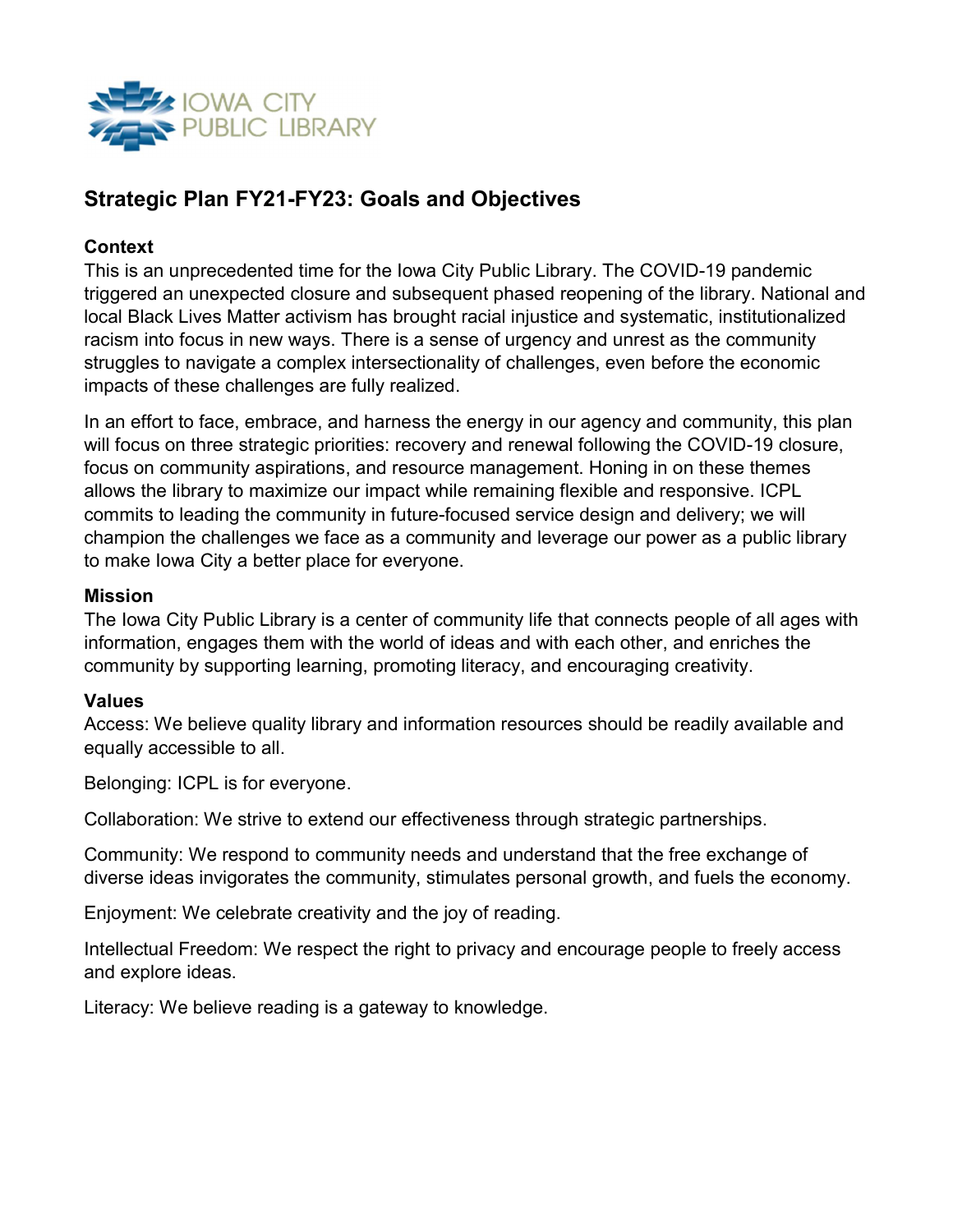IOWA CITY PUBLIC LIBRARY

## Strategic Plan FY21-FY23: Goals and Objectives

### Context

This is an unprecedented time for the Iowa City Public Library. The COVID-19 pandemic triggered an unexpected closure and subsequent phased reopening of the library. National and local Black Lives Matter activism has brought racial injustice and systematic, institutionalized racism into focus in new ways. There is a sense of urgency and unrest as the community struggles to navigate a complex intersectionality of challenges, even before the economic impacts of these challenges are fully realized.

In an effort to face, embrace, and harness the energy in our agency and community, this plan will focus on three strategic priorities: recovery and renewal following the COVID-19 closure, focus on community aspirations, and resource management. Honing in on these themes allows the library to maximize our impact while remaining flexible and responsive. ICPL commits to leading the community in future-focused service design and delivery; we will champion the challenges we face as a community and leverage our power as a public library to make Iowa City a better place for everyone.

### Mission

The Iowa City Public Library is a center of community life that connects people of all ages with information, engages them with the world of ideas and with each other, and enriches the community by supporting learning, promoting literacy, and encouraging creativity.

### Values

Access: We believe quality library and information resources should be readily available and equally accessible to all.

Belonging: ICPL is for everyone.

Collaboration: We strive to extend our effectiveness through strategic partnerships.

Community: We respond to community needs and understand that the free exchange of diverse ideas invigorates the community, stimulates personal growth, and fuels the economy.

Enjoyment: We celebrate creativity and the joy of reading.

Intellectual Freedom: We respect the right to privacy and encourage people to freely access and explore ideas.

Literacy: We believe reading is a gateway to knowledge.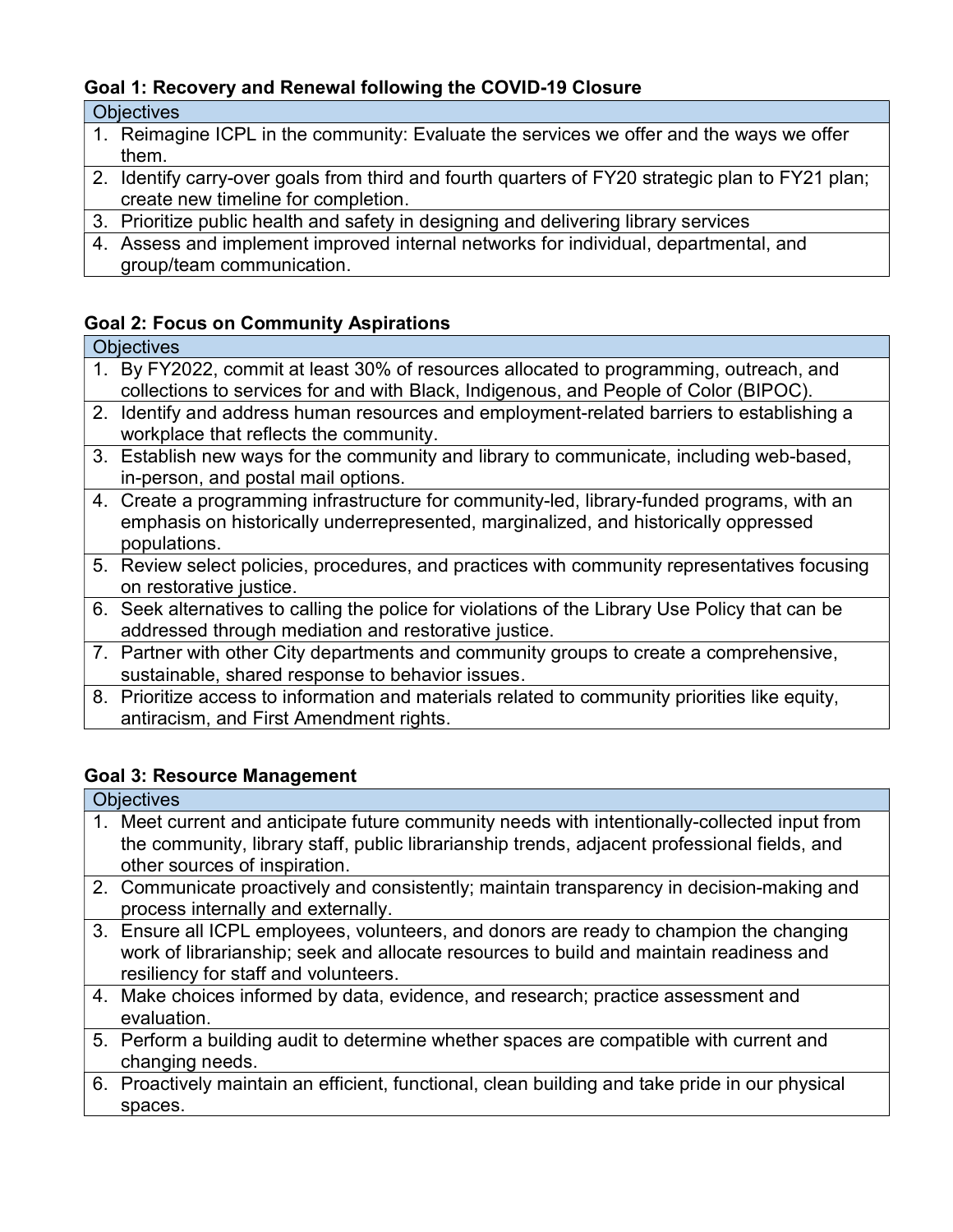**Goal 1: Recovery and Renewal following the COVID-19 Closure**

| Objectives |
|---|
| 1. Reimagine ICPL in the community: Evaluate the services we offer and the ways we offer them. |
| 2. Identify carry-over goals from third and fourth quarters of FY20 strategic plan to FY21 plan; create new timeline for completion. |
| 3. Prioritize public health and safety in designing and delivering library services |
| 4. Assess and implement improved internal networks for individual, departmental, and group/team communication. |

**Goal 2: Focus on Community Aspirations**

| Objectives |
|---|
| 1. By FY2022, commit at least 30% of resources allocated to programming, outreach, and collections to services for and with Black, Indigenous, and People of Color (BIPOC). |
| 2. Identify and address human resources and employment-related barriers to establishing a workplace that reflects the community. |
| 3. Establish new ways for the community and library to communicate, including web-based, in-person, and postal mail options. |
| 4. Create a programming infrastructure for community-led, library-funded programs, with an emphasis on historically underrepresented, marginalized, and historically oppressed populations. |
| 5. Review select policies, procedures, and practices with community representatives focusing on restorative justice. |
| 6. Seek alternatives to calling the police for violations of the Library Use Policy that can be addressed through mediation and restorative justice. |
| 7. Partner with other City departments and community groups to create a comprehensive, sustainable, shared response to behavior issues. |
| 8. Prioritize access to information and materials related to community priorities like equity, antiracism, and First Amendment rights. |

**Goal 3: Resource Management**

| Objectives |
|---|
| 1. Meet current and anticipate future community needs with intentionally-collected input from the community, library staff, public librarianship trends, adjacent professional fields, and other sources of inspiration. |
| 2. Communicate proactively and consistently; maintain transparency in decision-making and process internally and externally. |
| 3. Ensure all ICPL employees, volunteers, and donors are ready to champion the changing work of librarianship; seek and allocate resources to build and maintain readiness and resiliency for staff and volunteers. |
| 4. Make choices informed by data, evidence, and research; practice assessment and evaluation. |
| 5. Perform a building audit to determine whether spaces are compatible with current and changing needs. |
| 6. Proactively maintain an efficient, functional, clean building and take pride in our physical spaces. |